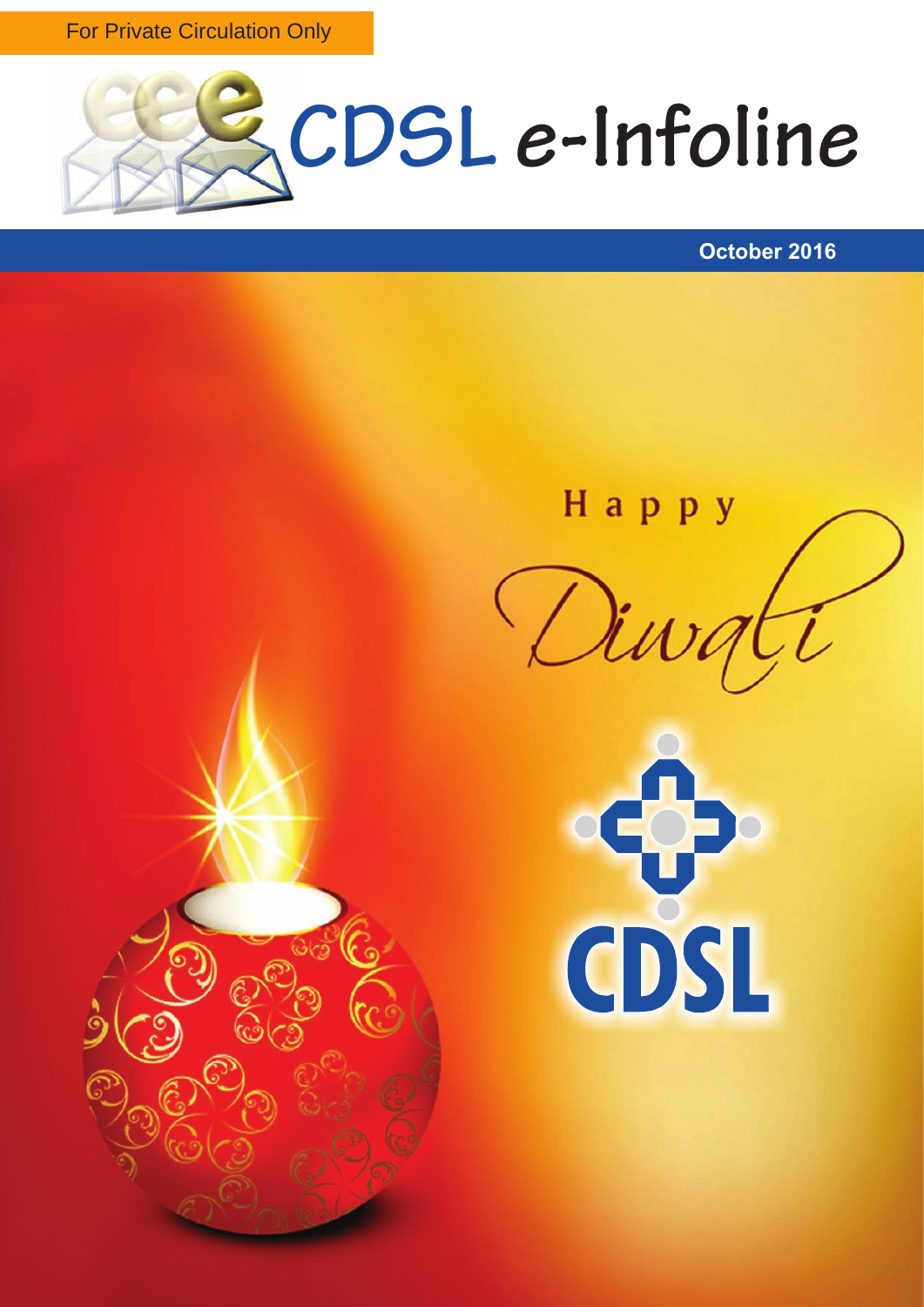For Private Circulation Only

# CDSL e-Infoline

**October 2016**

Happy

Diwali

CDSL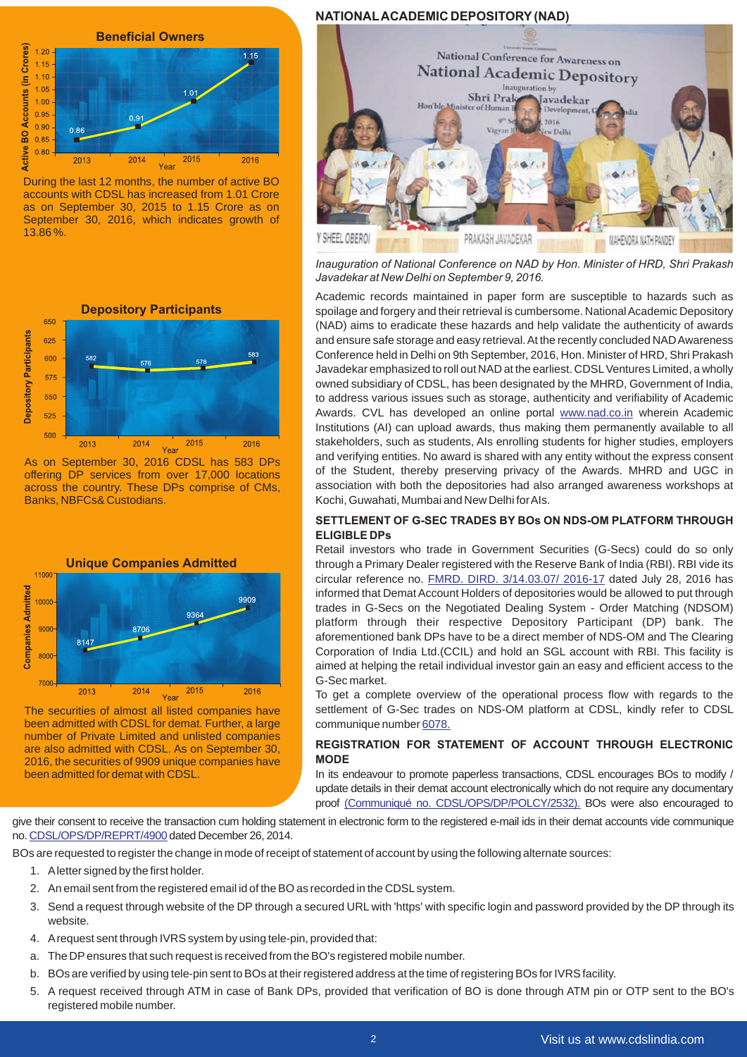### Beneficial Owners

| Year | Active BO Accounts (in Crores) |
|---|---|
| 2013 | 0.86 |
| 2014 | 0.91 |
| 2015 | 1.01 |
| 2016 | 1.15 |

During the last 12 months, the number of active BO accounts with CDSL has increased from 1.01 Crore as on September 30, 2015 to 1.15 Crore as on September 30, 2016, which indicates growth of 13.86 %.

### Depository Participants

| Year | Depository Participants |
|---|---|
| 2013 | 582 |
| 2014 | 576 |
| 2015 | 578 |
| 2016 | 583 |

As on September 30, 2016 CDSL has 583 DPs offering DP services from over 17,000 locations across the country. These DPs comprise of CMs, Banks, NBFCs& Custodians.

### Unique Companies Admitted

| Year | Companies Admitted |
|---|---|
| 2013 | 8147 |
| 2014 | 8706 |
| 2015 | 9364 |
| 2016 | 9909 |

The securities of almost all listed companies have been admitted with CDSL for demat. Further, a large number of Private Limited and unlisted companies are also admitted with CDSL. As on September 30, 2016, the securities of 9909 unique companies have been admitted for demat with CDSL.

## NATIONAL ACADEMIC DEPOSITORY (NAD)

*Inauguration of National Conference on NAD by Hon. Minister of HRD, Shri Prakash Javadekar at New Delhi on September 9, 2016.*

Academic records maintained in paper form are susceptible to hazards such as spoilage and forgery and their retrieval is cumbersome. National Academic Depository (NAD) aims to eradicate these hazards and help validate the authenticity of awards and ensure safe storage and easy retrieval. At the recently concluded NAD Awareness Conference held in Delhi on 9th September, 2016, Hon. Minister of HRD, Shri Prakash Javadekar emphasized to roll out NAD at the earliest. CDSL Ventures Limited, a wholly owned subsidiary of CDSL, has been designated by the MHRD, Government of India, to address various issues such as storage, authenticity and verifiability of Academic Awards. CVL has developed an online portal www.nad.co.in wherein Academic Institutions (AI) can upload awards, thus making them permanently available to all stakeholders, such as students, AIs enrolling students for higher studies, employers and verifying entities. No award is shared with any entity without the express consent of the Student, thereby preserving privacy of the Awards. MHRD and UGC in association with both the depositories had also arranged awareness workshops at Kochi, Guwahati, Mumbai and New Delhi for AIs.

## SETTLEMENT OF G-SEC TRADES BY BOs ON NDS-OM PLATFORM THROUGH ELIGIBLE DPs

Retail investors who trade in Government Securities (G-Secs) could do so only through a Primary Dealer registered with the Reserve Bank of India (RBI). RBI vide its circular reference no. FMRD. DIRD. 3/14.03.07/ 2016-17 dated July 28, 2016 has informed that Demat Account Holders of depositories would be allowed to put through trades in G-Secs on the Negotiated Dealing System - Order Matching (NDSOM) platform through their respective Depository Participant (DP) bank. The aforementioned bank DPs have to be a direct member of NDS-OM and The Clearing Corporation of India Ltd.(CCIL) and hold an SGL account with RBI. This facility is aimed at helping the retail individual investor gain an easy and efficient access to the G-Sec market.

To get a complete overview of the operational process flow with regards to the settlement of G-Sec trades on NDS-OM platform at CDSL, kindly refer to CDSL communique number 6078.

## REGISTRATION FOR STATEMENT OF ACCOUNT THROUGH ELECTRONIC MODE

In its endeavour to promote paperless transactions, CDSL encourages BOs to modify / update details in their demat account electronically which do not require any documentary proof (Communiqué no. CDSL/OPS/DP/POLCY/2532). BOs were also encouraged to give their consent to receive the transaction cum holding statement in electronic form to the registered e-mail ids in their demat accounts vide communique no. CDSL/OPS/DP/REPRT/4900 dated December 26, 2014.

BOs are requested to register the change in mode of receipt of statement of account by using the following alternate sources:

1. A letter signed by the first holder.
2. An email sent from the registered email id of the BO as recorded in the CDSL system.
3. Send a request through website of the DP through a secured URL with 'https' with specific login and password provided by the DP through its website.
4. A request sent through IVRS system by using tele-pin, provided that:
   a. The DP ensures that such request is received from the BO's registered mobile number.
   b. BOs are verified by using tele-pin sent to BOs at their registered address at the time of registering BOs for IVRS facility.
5. A request received through ATM in case of Bank DPs, provided that verification of BO is done through ATM pin or OTP sent to the BO's registered mobile number.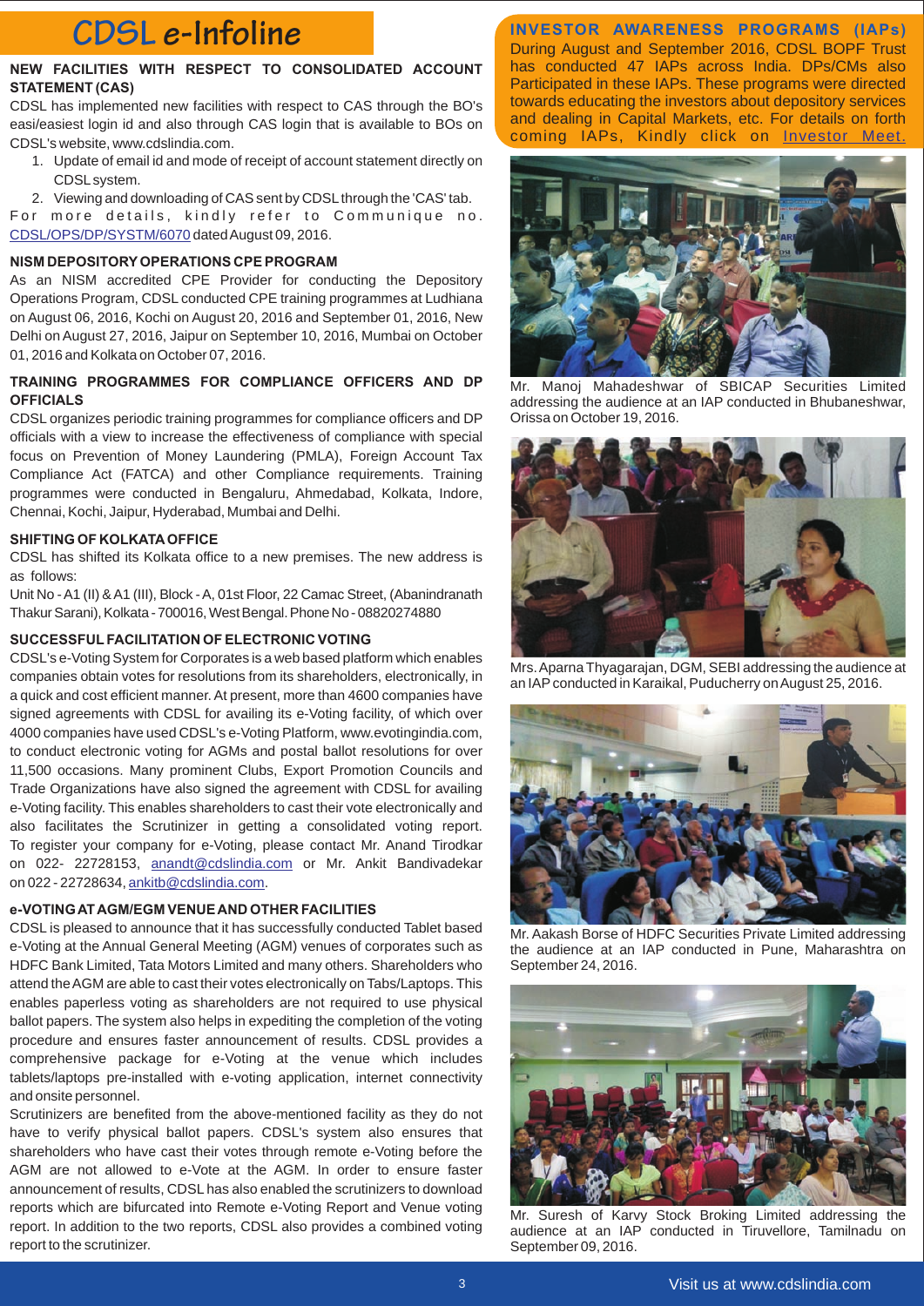# CDSL e-Infoline

### NEW FACILITIES WITH RESPECT TO CONSOLIDATED ACCOUNT STATEMENT (CAS)

CDSL has implemented new facilities with respect to CAS through the BO's easi/easiest login id and also through CAS login that is available to BOs on CDSL's website, www.cdslindia.com.

1. Update of email id and mode of receipt of account statement directly on CDSL system.
2. Viewing and downloading of CAS sent by CDSL through the 'CAS' tab.

For more details, kindly refer to Communique no. CDSL/OPS/DP/SYSTM/6070 dated August 09, 2016.

### NISM DEPOSITORY OPERATIONS CPE PROGRAM

As an NISM accredited CPE Provider for conducting the Depository Operations Program, CDSL conducted CPE training programmes at Ludhiana on August 06, 2016, Kochi on August 20, 2016 and September 01, 2016, New Delhi on August 27, 2016, Jaipur on September 10, 2016, Mumbai on October 01, 2016 and Kolkata on October 07, 2016.

### TRAINING PROGRAMMES FOR COMPLIANCE OFFICERS AND DP OFFICIALS

CDSL organizes periodic training programmes for compliance officers and DP officials with a view to increase the effectiveness of compliance with special focus on Prevention of Money Laundering (PMLA), Foreign Account Tax Compliance Act (FATCA) and other Compliance requirements. Training programmes were conducted in Bengaluru, Ahmedabad, Kolkata, Indore, Chennai, Kochi, Jaipur, Hyderabad, Mumbai and Delhi.

### SHIFTING OF KOLKATA OFFICE

CDSL has shifted its Kolkata office to a new premises. The new address is as follows:

Unit No - A1 (II) & A1 (III), Block - A, 01st Floor, 22 Camac Street, (Abanindranath Thakur Sarani), Kolkata - 700016, West Bengal. Phone No - 08820274880

### SUCCESSFUL FACILITATION OF ELECTRONIC VOTING

CDSL's e-Voting System for Corporates is a web based platform which enables companies obtain votes for resolutions from its shareholders, electronically, in a quick and cost efficient manner. At present, more than 4600 companies have signed agreements with CDSL for availing its e-Voting facility, of which over 4000 companies have used CDSL's e-Voting Platform, www.evotingindia.com, to conduct electronic voting for AGMs and postal ballot resolutions for over 11,500 occasions. Many prominent Clubs, Export Promotion Councils and Trade Organizations have also signed the agreement with CDSL for availing e-Voting facility. This enables shareholders to cast their vote electronically and also facilitates the Scrutinizer in getting a consolidated voting report. To register your company for e-Voting, please contact Mr. Anand Tirodkar on 022- 22728153, anandt@cdslindia.com or Mr. Ankit Bandivadekar on 022 - 22728634, ankitb@cdslindia.com.

### e-VOTING AT AGM/EGM VENUE AND OTHER FACILITIES

CDSL is pleased to announce that it has successfully conducted Tablet based e-Voting at the Annual General Meeting (AGM) venues of corporates such as HDFC Bank Limited, Tata Motors Limited and many others. Shareholders who attend the AGM are able to cast their votes electronically on Tabs/Laptops. This enables paperless voting as shareholders are not required to use physical ballot papers. The system also helps in expediting the completion of the voting procedure and ensures faster announcement of results. CDSL provides a comprehensive package for e-Voting at the venue which includes tablets/laptops pre-installed with e-voting application, internet connectivity and onsite personnel.

Scrutinizers are benefited from the above-mentioned facility as they do not have to verify physical ballot papers. CDSL's system also ensures that shareholders who have cast their votes through remote e-Voting before the AGM are not allowed to e-Vote at the AGM. In order to ensure faster announcement of results, CDSL has also enabled the scrutinizers to download reports which are bifurcated into Remote e-Voting Report and Venue voting report. In addition to the two reports, CDSL also provides a combined voting report to the scrutinizer.

### INVESTOR AWARENESS PROGRAMS (IAPs)

During August and September 2016, CDSL BOPF Trust has conducted 47 IAPs across India. DPs/CMs also Participated in these IAPs. These programs were directed towards educating the investors about depository services and dealing in Capital Markets, etc. For details on forth coming IAPs, Kindly click on Investor Meet.

Mr. Manoj Mahadeshwar of SBICAP Securities Limited addressing the audience at an IAP conducted in Bhubaneshwar, Orissa on October 19, 2016.

Mrs. Aparna Thyagarajan, DGM, SEBI addressing the audience at an IAP conducted in Karaikal, Puducherry on August 25, 2016.

Mr. Aakash Borse of HDFC Securities Private Limited addressing the audience at an IAP conducted in Pune, Maharashtra on September 24, 2016.

Mr. Suresh of Karvy Stock Broking Limited addressing the audience at an IAP conducted in Tiruvellore, Tamilnadu on September 09, 2016.

Visit us at www.cdslindia.com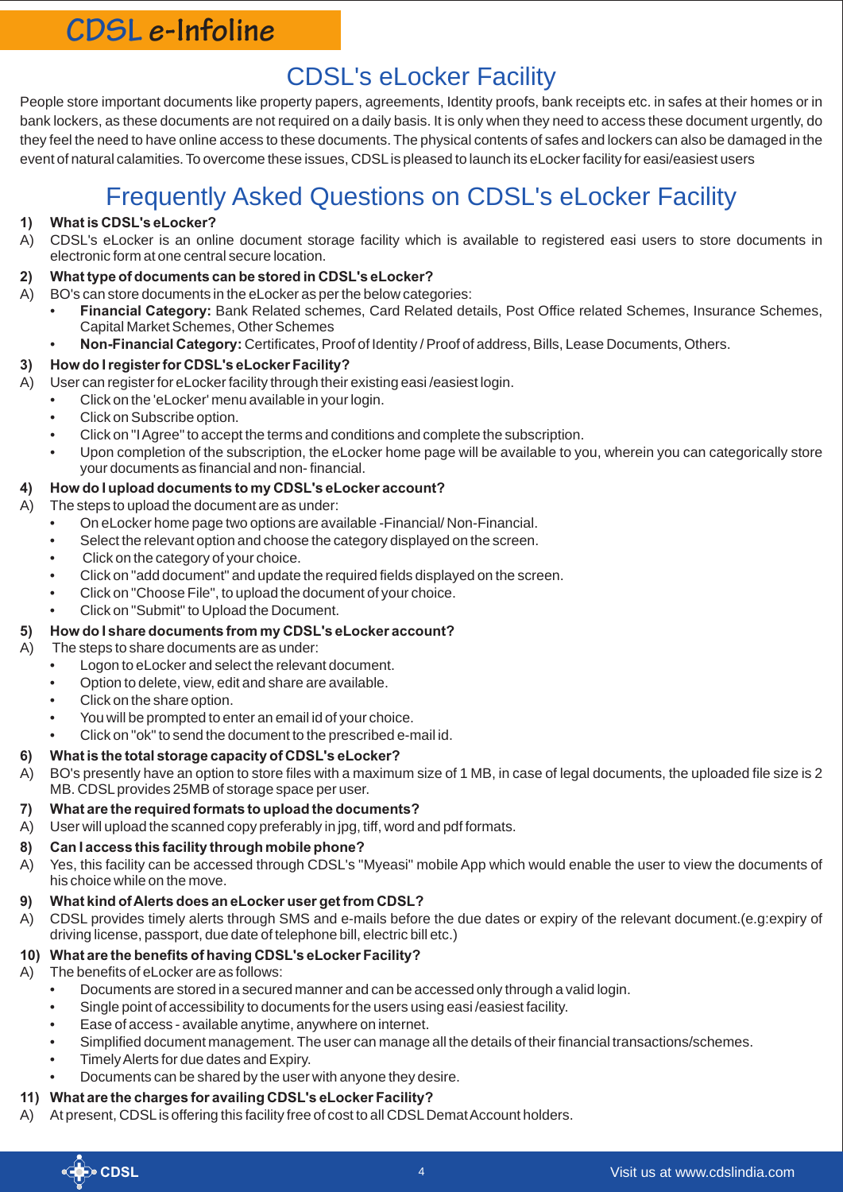# CDSL's eLocker Facility

People store important documents like property papers, agreements, Identity proofs, bank receipts etc. in safes at their homes or in bank lockers, as these documents are not required on a daily basis. It is only when they need to access these document urgently, do they feel the need to have online access to these documents. The physical contents of safes and lockers can also be damaged in the event of natural calamities. To overcome these issues, CDSL is pleased to launch its eLocker facility for easi/easiest users

# Frequently Asked Questions on CDSL's eLocker Facility

**1) What is CDSL's eLocker?**

A) CDSL's eLocker is an online document storage facility which is available to registered easi users to store documents in electronic form at one central secure location.

**2) What type of documents can be stored in CDSL's eLocker?**

A) BO's can store documents in the eLocker as per the below categories:

- **Financial Category:** Bank Related schemes, Card Related details, Post Office related Schemes, Insurance Schemes, Capital Market Schemes, Other Schemes
- **Non-Financial Category:** Certificates, Proof of Identity / Proof of address, Bills, Lease Documents, Others.

**3) How do I register for CDSL's eLocker Facility?**

A) User can register for eLocker facility through their existing easi /easiest login.

- Click on the 'eLocker' menu available in your login.
- Click on Subscribe option.
- Click on "I Agree" to accept the terms and conditions and complete the subscription.
- Upon completion of the subscription, the eLocker home page will be available to you, wherein you can categorically store your documents as financial and non- financial.

**4) How do I upload documents to my CDSL's eLocker account?**

A) The steps to upload the document are as under:

- On eLocker home page two options are available -Financial/ Non-Financial.
- Select the relevant option and choose the category displayed on the screen.
- Click on the category of your choice.
- Click on "add document" and update the required fields displayed on the screen.
- Click on "Choose File", to upload the document of your choice.
- Click on "Submit" to Upload the Document.

**5) How do I share documents from my CDSL's eLocker account?**

A) The steps to share documents are as under:

- Logon to eLocker and select the relevant document.
- Option to delete, view, edit and share are available.
- Click on the share option.
- You will be prompted to enter an email id of your choice.
- Click on "ok" to send the document to the prescribed e-mail id.

**6) What is the total storage capacity of CDSL's eLocker?**

A) BO's presently have an option to store files with a maximum size of 1 MB, in case of legal documents, the uploaded file size is 2 MB. CDSL provides 25MB of storage space per user.

**7) What are the required formats to upload the documents?**

A) User will upload the scanned copy preferably in jpg, tiff, word and pdf formats.

**8) Can I access this facility through mobile phone?**

A) Yes, this facility can be accessed through CDSL's "Myeasi" mobile App which would enable the user to view the documents of his choice while on the move.

**9) What kind of Alerts does an eLocker user get from CDSL?**

A) CDSL provides timely alerts through SMS and e-mails before the due dates or expiry of the relevant document.(e.g:expiry of driving license, passport, due date of telephone bill, electric bill etc.)

**10) What are the benefits of having CDSL's eLocker Facility?**

A) The benefits of eLocker are as follows:

- Documents are stored in a secured manner and can be accessed only through a valid login.
- Single point of accessibility to documents for the users using easi /easiest facility.
- Ease of access - available anytime, anywhere on internet.
- Simplified document management. The user can manage all the details of their financial transactions/schemes.
- Timely Alerts for due dates and Expiry.
- Documents can be shared by the user with anyone they desire.

**11) What are the charges for availing CDSL's eLocker Facility?**

A) At present, CDSL is offering this facility free of cost to all CDSL Demat Account holders.